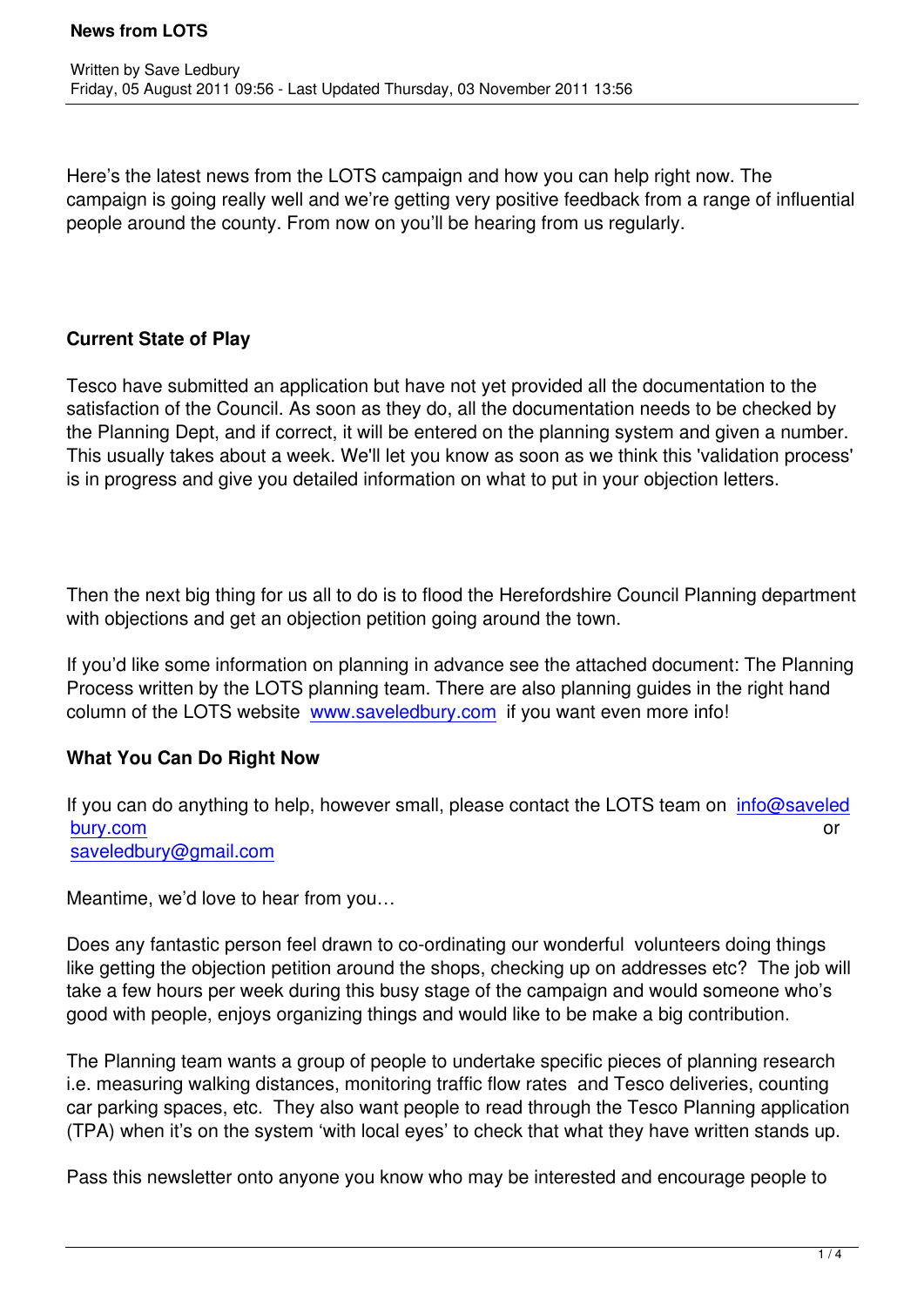# News from LOTS

Written by Save Ledbury
Friday, 05 August 2011 09:56 - Last Updated Thursday, 03 November 2011 13:56

Here's the latest news from the LOTS campaign and how you can help right now. The campaign is going really well and we're getting very positive feedback from a range of influential people around the county. From now on you'll be hearing from us regularly.

**Current State of Play**

Tesco have submitted an application but have not yet provided all the documentation to the satisfaction of the Council. As soon as they do, all the documentation needs to be checked by the Planning Dept, and if correct, it will be entered on the planning system and given a number. This usually takes about a week. We'll let you know as soon as we think this 'validation process' is in progress and give you detailed information on what to put in your objection letters.

Then the next big thing for us all to do is to flood the Herefordshire Council Planning department with objections and get an objection petition going around the town.

If you'd like some information on planning in advance see the attached document: The Planning Process written by the LOTS planning team. There are also planning guides in the right hand column of the LOTS website www.saveledbury.com if you want even more info!

**What You Can Do Right Now**

If you can do anything to help, however small, please contact the LOTS team on info@saveledbury.com or saveledbury@gmail.com

Meantime, we'd love to hear from you…

Does any fantastic person feel drawn to co-ordinating our wonderful volunteers doing things like getting the objection petition around the shops, checking up on addresses etc? The job will take a few hours per week during this busy stage of the campaign and would someone who's good with people, enjoys organizing things and would like to be make a big contribution.

The Planning team wants a group of people to undertake specific pieces of planning research i.e. measuring walking distances, monitoring traffic flow rates and Tesco deliveries, counting car parking spaces, etc. They also want people to read through the Tesco Planning application (TPA) when it's on the system 'with local eyes' to check that what they have written stands up.

Pass this newsletter onto anyone you know who may be interested and encourage people to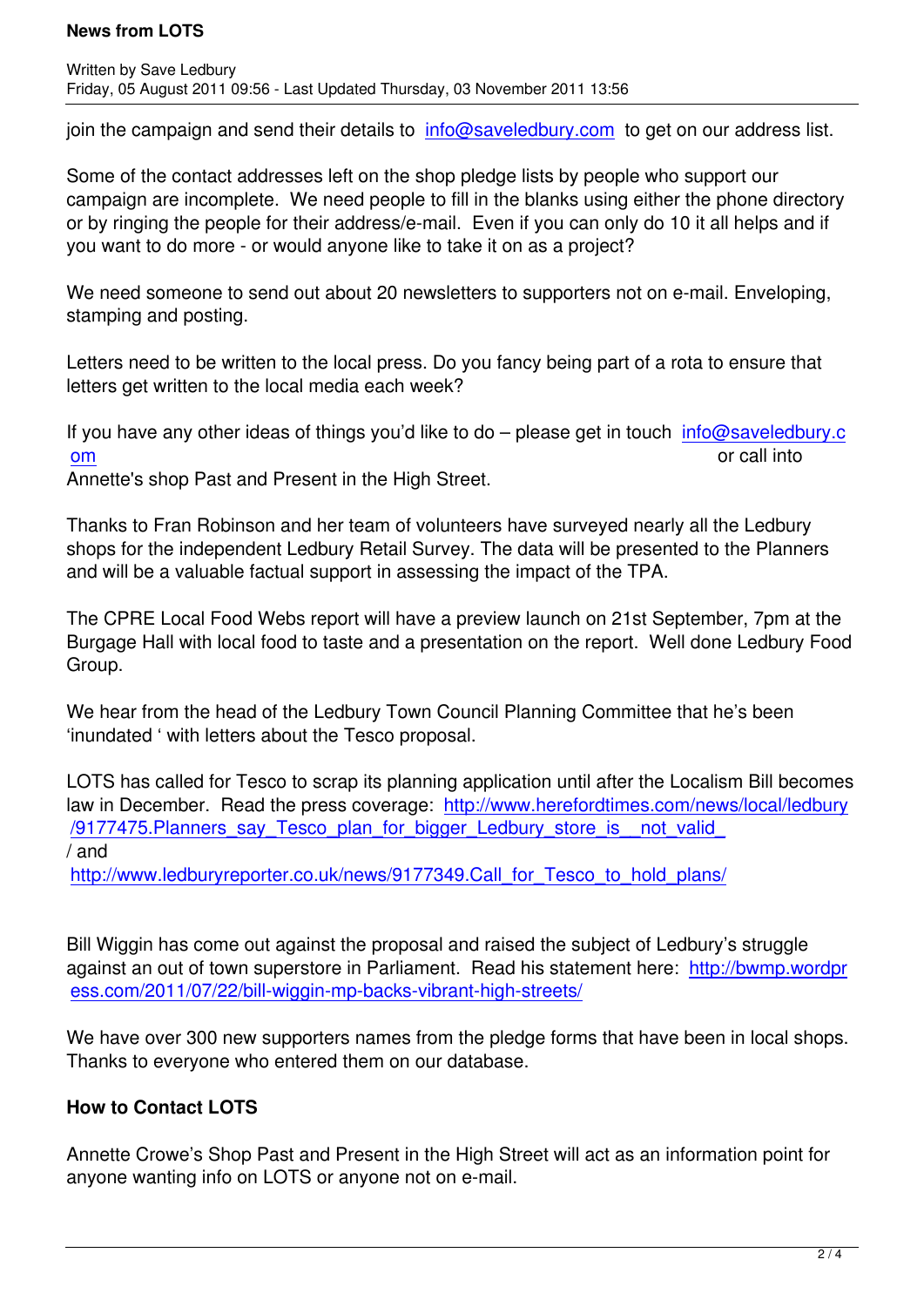join the campaign and send their details to info@saveledbury.com to get on our address list.

Some of the contact addresses left on the shop pledge lists by people who support our campaign are incomplete. We need people to fill in the blanks using either the phone directory or by ringing the people for their address/e-mail. Even if you can only do 10 it all helps and if you want to do more - or would anyone like to take it on as a project?

We need someone to send out about 20 newsletters to supporters not on e-mail. Enveloping, stamping and posting.

Letters need to be written to the local press. Do you fancy being part of a rota to ensure that letters get written to the local media each week?

If you have any other ideas of things you'd like to do – please get in touch info@saveledbury.com or call into Annette's shop Past and Present in the High Street.

Thanks to Fran Robinson and her team of volunteers have surveyed nearly all the Ledbury shops for the independent Ledbury Retail Survey. The data will be presented to the Planners and will be a valuable factual support in assessing the impact of the TPA.

The CPRE Local Food Webs report will have a preview launch on 21st September, 7pm at the Burgage Hall with local food to taste and a presentation on the report. Well done Ledbury Food Group.

We hear from the head of the Ledbury Town Council Planning Committee that he's been 'inundated ' with letters about the Tesco proposal.

LOTS has called for Tesco to scrap its planning application until after the Localism Bill becomes law in December. Read the press coverage: http://www.herefordtimes.com/news/local/ledbury/9177475.Planners_say_Tesco_plan_for_bigger_Ledbury_store_is__not_valid_/ and http://www.ledburyreporter.co.uk/news/9177349.Call_for_Tesco_to_hold_plans/

Bill Wiggin has come out against the proposal and raised the subject of Ledbury's struggle against an out of town superstore in Parliament. Read his statement here: http://bwmp.wordpress.com/2011/07/22/bill-wiggin-mp-backs-vibrant-high-streets/

We have over 300 new supporters names from the pledge forms that have been in local shops. Thanks to everyone who entered them on our database.

**How to Contact LOTS**

Annette Crowe's Shop Past and Present in the High Street will act as an information point for anyone wanting info on LOTS or anyone not on e-mail.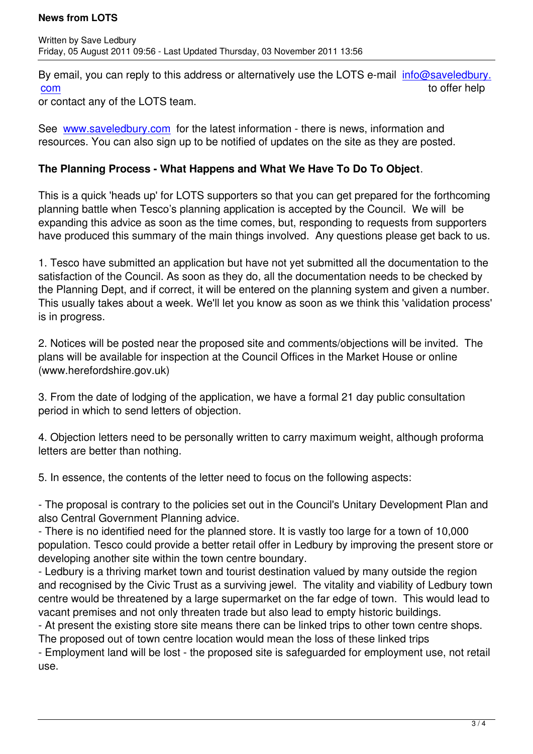By email, you can reply to this address or alternatively use the LOTS e-mail info@saveledbury.com to offer help or contact any of the LOTS team.

See www.saveledbury.com for the latest information - there is news, information and resources. You can also sign up to be notified of updates on the site as they are posted.

**The Planning Process - What Happens and What We Have To Do To Object**.

This is a quick 'heads up' for LOTS supporters so that you can get prepared for the forthcoming planning battle when Tesco's planning application is accepted by the Council. We will be expanding this advice as soon as the time comes, but, responding to requests from supporters have produced this summary of the main things involved. Any questions please get back to us.

1. Tesco have submitted an application but have not yet submitted all the documentation to the satisfaction of the Council. As soon as they do, all the documentation needs to be checked by the Planning Dept, and if correct, it will be entered on the planning system and given a number. This usually takes about a week. We'll let you know as soon as we think this 'validation process' is in progress.

2. Notices will be posted near the proposed site and comments/objections will be invited. The plans will be available for inspection at the Council Offices in the Market House or online (www.herefordshire.gov.uk)

3. From the date of lodging of the application, we have a formal 21 day public consultation period in which to send letters of objection.

4. Objection letters need to be personally written to carry maximum weight, although proforma letters are better than nothing.

5. In essence, the contents of the letter need to focus on the following aspects:

- The proposal is contrary to the policies set out in the Council's Unitary Development Plan and also Central Government Planning advice.
- There is no identified need for the planned store. It is vastly too large for a town of 10,000 population. Tesco could provide a better retail offer in Ledbury by improving the present store or developing another site within the town centre boundary.
- Ledbury is a thriving market town and tourist destination valued by many outside the region and recognised by the Civic Trust as a surviving jewel. The vitality and viability of Ledbury town centre would be threatened by a large supermarket on the far edge of town. This would lead to vacant premises and not only threaten trade but also lead to empty historic buildings.
- At present the existing store site means there can be linked trips to other town centre shops. The proposed out of town centre location would mean the loss of these linked trips
- Employment land will be lost - the proposed site is safeguarded for employment use, not retail use.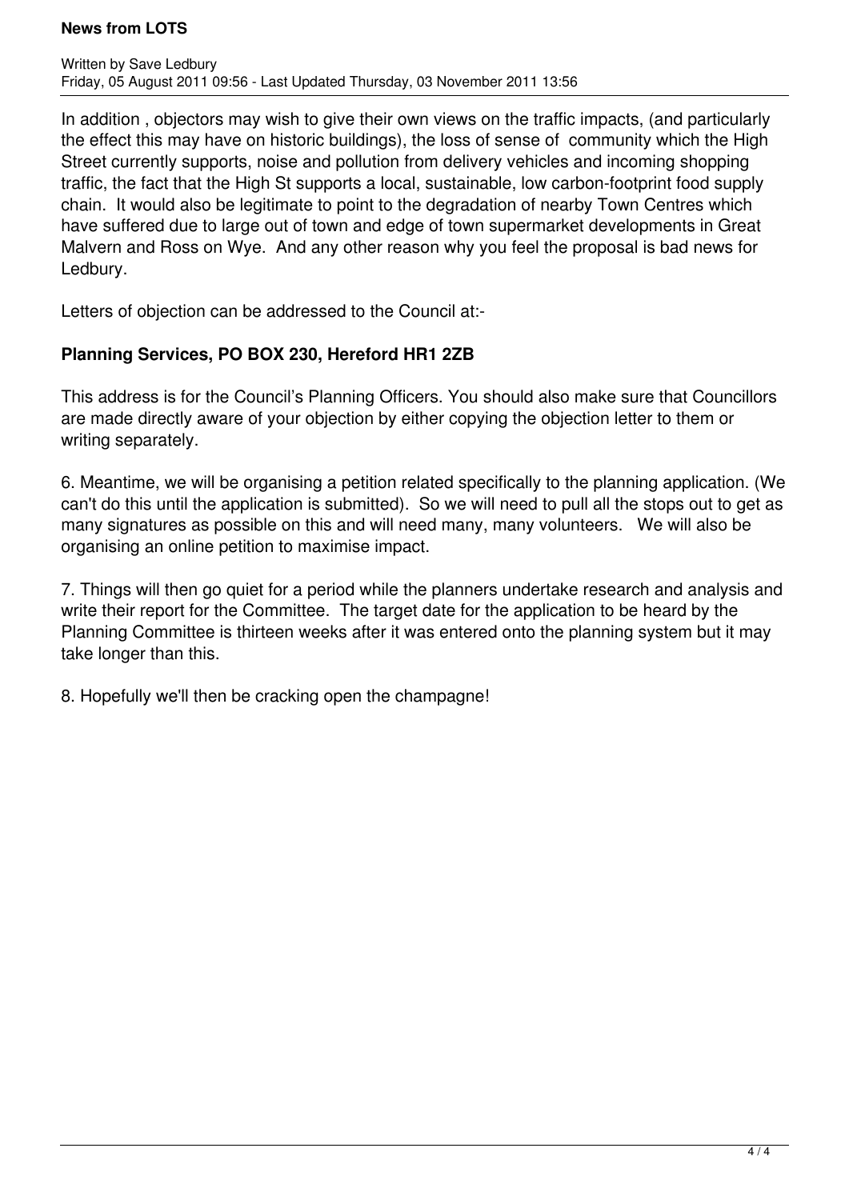In addition , objectors may wish to give their own views on the traffic impacts, (and particularly the effect this may have on historic buildings), the loss of sense of community which the High Street currently supports, noise and pollution from delivery vehicles and incoming shopping traffic, the fact that the High St supports a local, sustainable, low carbon-footprint food supply chain. It would also be legitimate to point to the degradation of nearby Town Centres which have suffered due to large out of town and edge of town supermarket developments in Great Malvern and Ross on Wye. And any other reason why you feel the proposal is bad news for Ledbury.

Letters of objection can be addressed to the Council at:-

**Planning Services, PO BOX 230, Hereford HR1 2ZB**

This address is for the Council's Planning Officers. You should also make sure that Councillors are made directly aware of your objection by either copying the objection letter to them or writing separately.

6. Meantime, we will be organising a petition related specifically to the planning application. (We can't do this until the application is submitted). So we will need to pull all the stops out to get as many signatures as possible on this and will need many, many volunteers. We will also be organising an online petition to maximise impact.

7. Things will then go quiet for a period while the planners undertake research and analysis and write their report for the Committee. The target date for the application to be heard by the Planning Committee is thirteen weeks after it was entered onto the planning system but it may take longer than this.

8. Hopefully we'll then be cracking open the champagne!